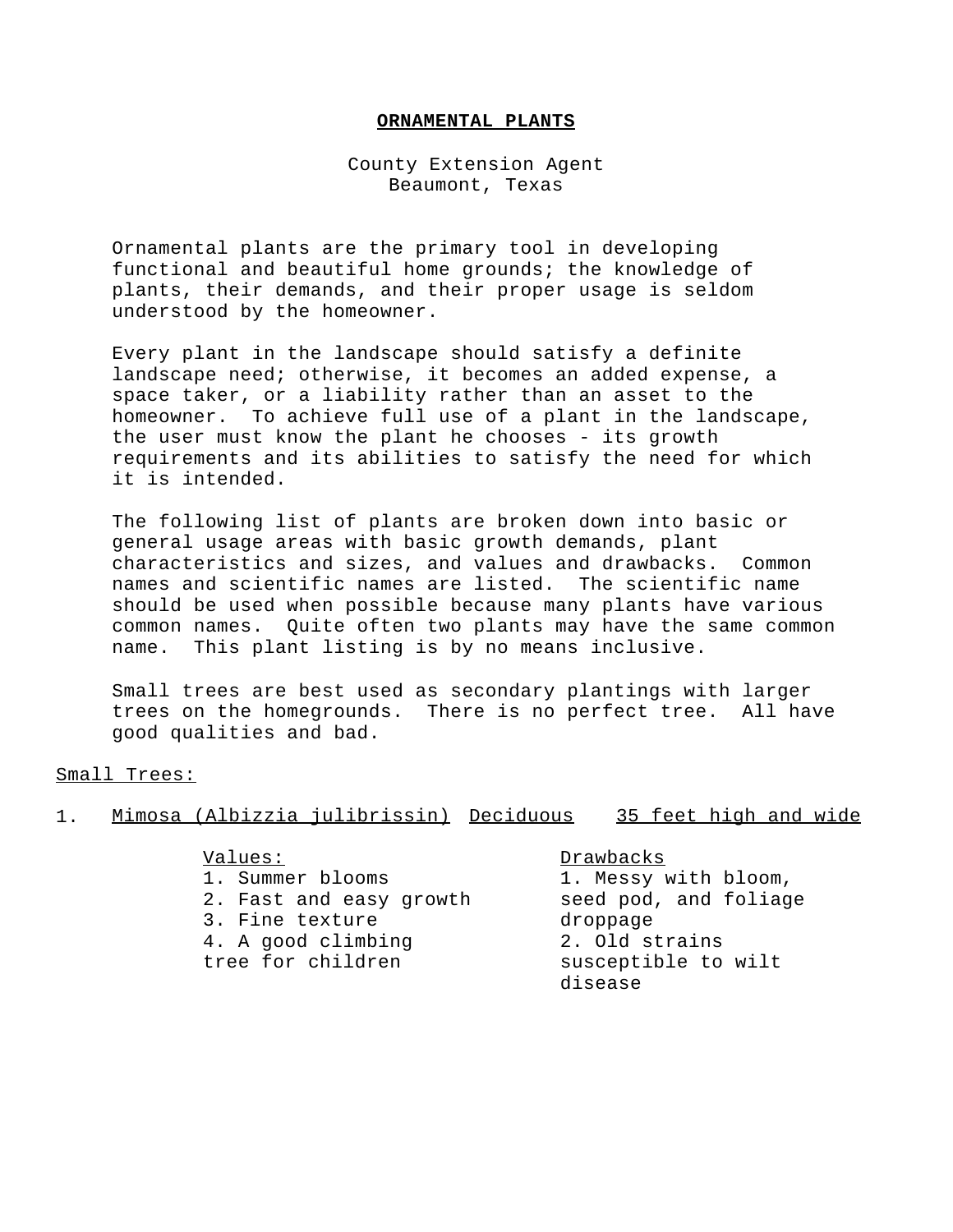# ORNAMENTAL PLANTS

County Extension Agent
Beaumont, Texas

Ornamental plants are the primary tool in developing functional and beautiful home grounds; the knowledge of plants, their demands, and their proper usage is seldom understood by the homeowner.

Every plant in the landscape should satisfy a definite landscape need; otherwise, it becomes an added expense, a space taker, or a liability rather than an asset to the homeowner. To achieve full use of a plant in the landscape, the user must know the plant he chooses - its growth requirements and its abilities to satisfy the need for which it is intended.

The following list of plants are broken down into basic or general usage areas with basic growth demands, plant characteristics and sizes, and values and drawbacks. Common names and scientific names are listed. The scientific name should be used when possible because many plants have various common names. Quite often two plants may have the same common name. This plant listing is by no means inclusive.

Small trees are best used as secondary plantings with larger trees on the homegrounds. There is no perfect tree. All have good qualities and bad.

## Small Trees:

1. Mimosa (Albizzia julibrissin) Deciduous 35 feet high and wide

| Values: | Drawbacks |
|---|---|
| 1. Summer blooms | 1. Messy with bloom, seed pod, and foliage droppage |
| 2. Fast and easy growth | 2. Old strains susceptible to wilt disease |
| 3. Fine texture | |
| 4. A good climbing tree for children | |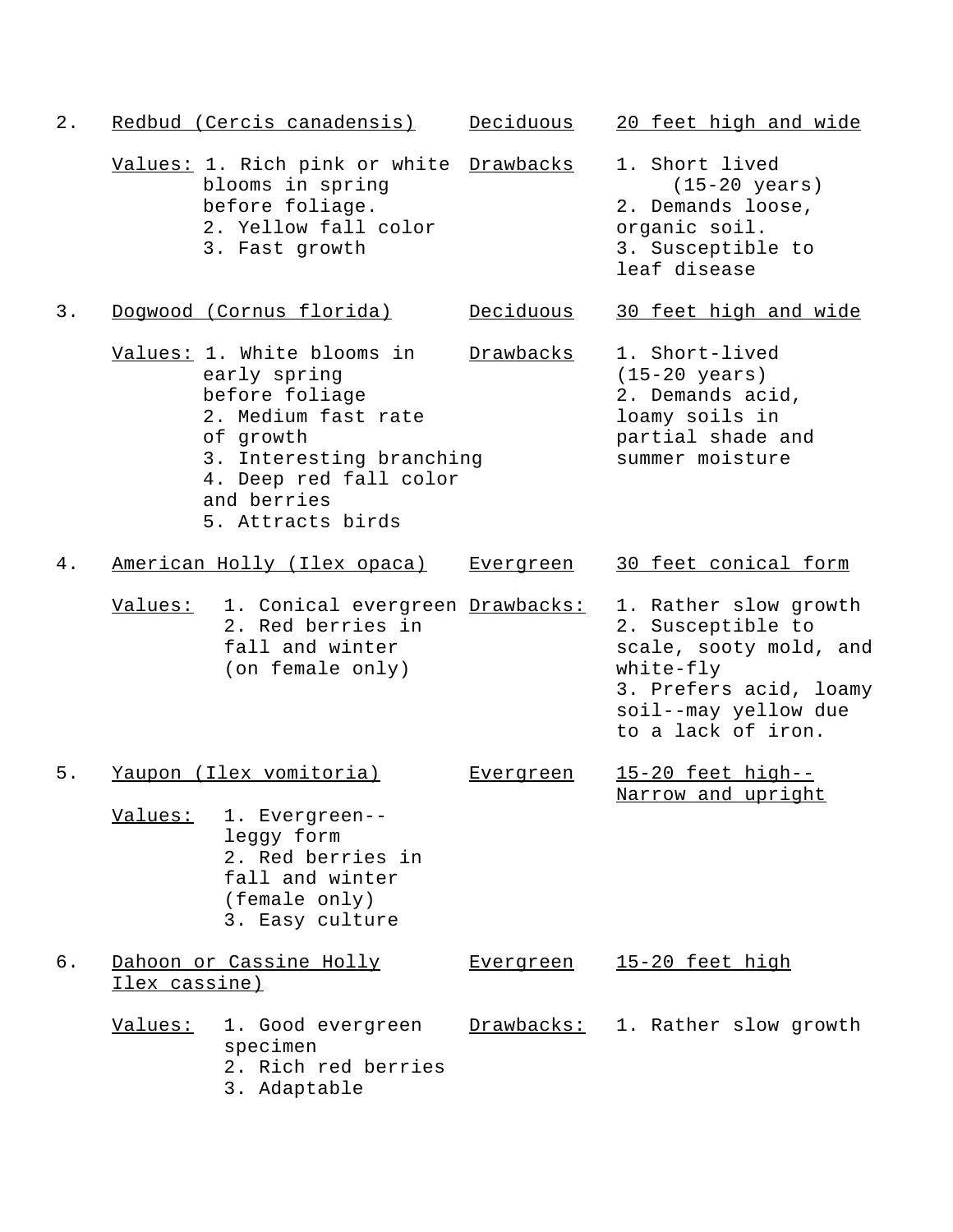2. Redbud (Cercis canadensis) — Deciduous — 20 feet high and wide

| Values: | Drawbacks |
|---|---|
| 1. Rich pink or white blooms in spring before foliage. | 1. Short lived (15-20 years) |
| 2. Yellow fall color | 2. Demands loose, organic soil. |
| 3. Fast growth | 3. Susceptible to leaf disease |

3. Dogwood (Cornus florida) — Deciduous — 30 feet high and wide

| Values: | Drawbacks |
|---|---|
| 1. White blooms in early spring before foliage | 1. Short-lived (15-20 years) |
| 2. Medium fast rate of growth | 2. Demands acid, loamy soils in partial shade and summer moisture |
| 3. Interesting branching | |
| 4. Deep red fall color and berries | |
| 5. Attracts birds | |

4. American Holly (Ilex opaca) — Evergreen — 30 feet conical form

| Values: | Drawbacks: |
|---|---|
| 1. Conical evergreen | 1. Rather slow growth |
| 2. Red berries in fall and winter (on female only) | 2. Susceptible to scale, sooty mold, and white-fly |
| | 3. Prefers acid, loamy soil--may yellow due to a lack of iron. |

5. Yaupon (Ilex vomitoria) — Evergreen — 15-20 feet high--Narrow and upright

Values:
1. Evergreen--leggy form
2. Red berries in fall and winter (female only)
3. Easy culture

6. Dahoon or Cassine Holly Ilex cassine) — Evergreen — 15-20 feet high

| Values: | Drawbacks: |
|---|---|
| 1. Good evergreen specimen | 1. Rather slow growth |
| 2. Rich red berries | |
| 3. Adaptable | |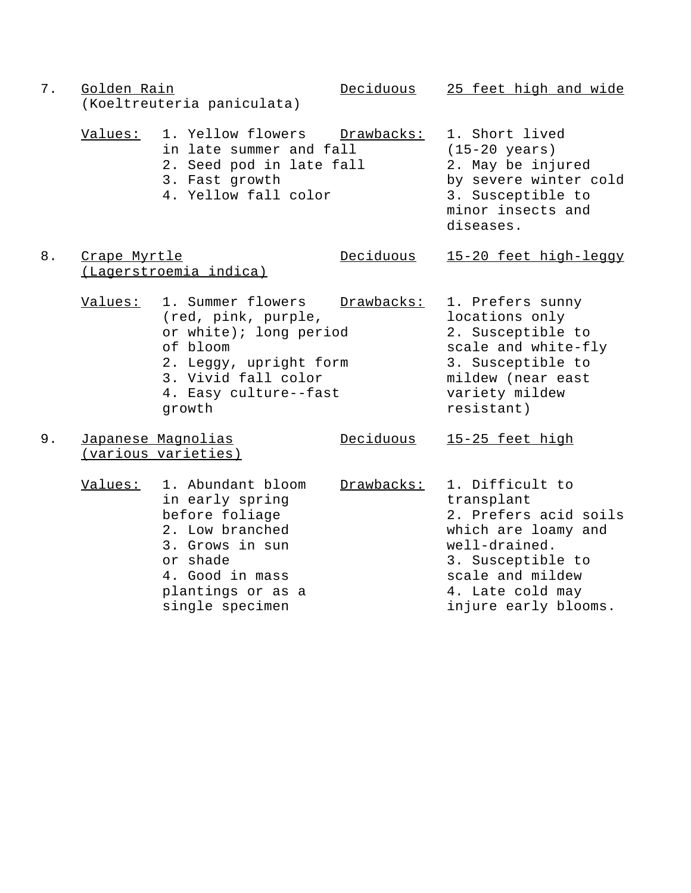7. <u>Golden Rain</u> (Koeltreuteria paniculata) — <u>Deciduous</u> — <u>25 feet high and wide</u>

<u>Values:</u>
1. Yellow flowers in late summer and fall
2. Seed pod in late fall
3. Fast growth
4. Yellow fall color

<u>Drawbacks:</u>
1. Short lived (15-20 years)
2. May be injured by severe winter cold
3. Susceptible to minor insects and diseases.

8. <u>Crape Myrtle (Lagerstroemia indica)</u> — <u>Deciduous</u> — <u>15-20 feet high-leggy</u>

<u>Values:</u>
1. Summer flowers (red, pink, purple, or white); long period of bloom
2. Leggy, upright form
3. Vivid fall color
4. Easy culture--fast growth

<u>Drawbacks:</u>
1. Prefers sunny locations only
2. Susceptible to scale and white-fly
3. Susceptible to mildew (near east variety mildew resistant)

9. <u>Japanese Magnolias (various varieties)</u> — <u>Deciduous</u> — <u>15-25 feet high</u>

<u>Values:</u>
1. Abundant bloom in early spring before foliage
2. Low branched
3. Grows in sun or shade
4. Good in mass plantings or as a single specimen

<u>Drawbacks:</u>
1. Difficult to transplant
2. Prefers acid soils which are loamy and well-drained.
3. Susceptible to scale and mildew
4. Late cold may injure early blooms.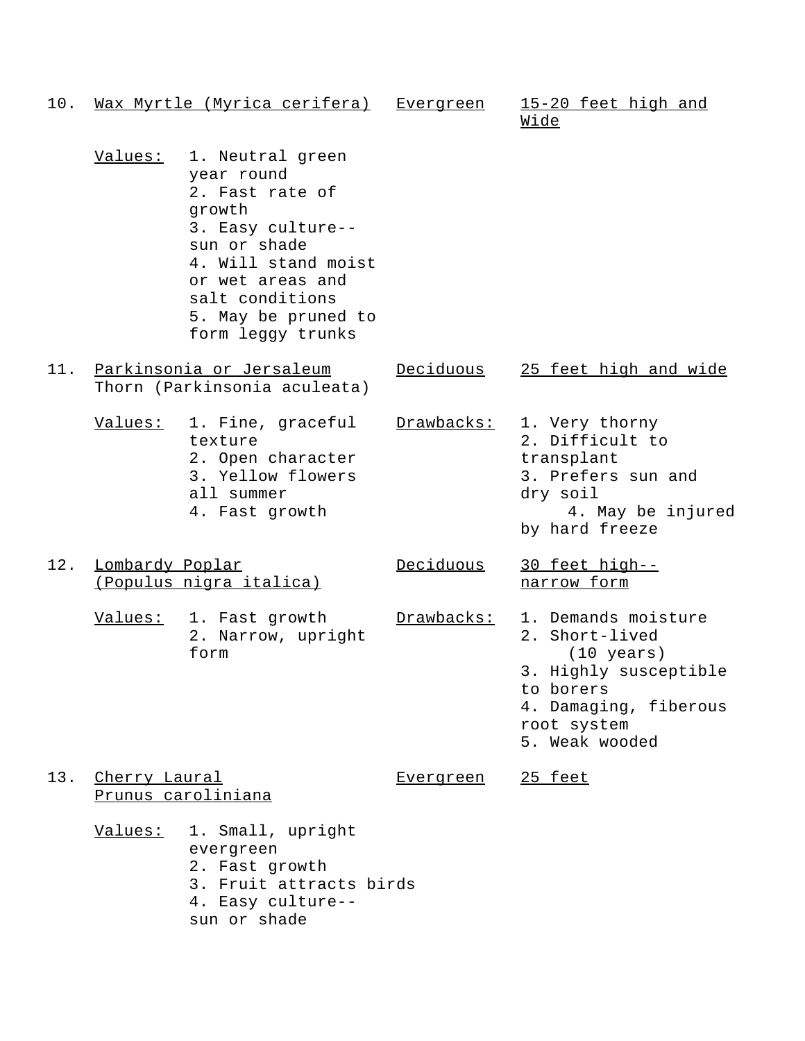10. Wax Myrtle (Myrica cerifera) — Evergreen — 15-20 feet high and Wide

Values:
1. Neutral green year round
2. Fast rate of growth
3. Easy culture--sun or shade
4. Will stand moist or wet areas and salt conditions
5. May be pruned to form leggy trunks

11. Parkinsonia or Jersaleum Thorn (Parkinsonia aculeata) — Deciduous — 25 feet high and wide

Values:
1. Fine, graceful texture
2. Open character
3. Yellow flowers all summer
4. Fast growth

Drawbacks:
1. Very thorny
2. Difficult to transplant
3. Prefers sun and dry soil
4. May be injured by hard freeze

12. Lombardy Poplar (Populus nigra italica) — Deciduous — 30 feet high--narrow form

Values:
1. Fast growth
2. Narrow, upright form

Drawbacks:
1. Demands moisture
2. Short-lived (10 years)
3. Highly susceptible to borers
4. Damaging, fiberous root system
5. Weak wooded

13. Cherry Laural Prunus caroliniana — Evergreen — 25 feet

Values:
1. Small, upright evergreen
2. Fast growth
3. Fruit attracts birds
4. Easy culture--sun or shade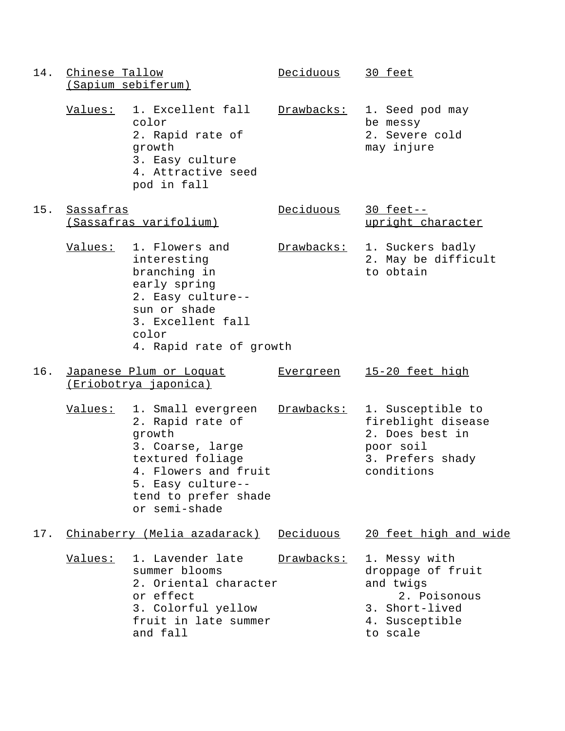14. <u>Chinese Tallow (Sapium sebiferum)</u> — <u>Deciduous</u> — <u>30 feet</u>

<u>Values:</u>
1. Excellent fall color
2. Rapid rate of growth
3. Easy culture
4. Attractive seed pod in fall

<u>Drawbacks:</u>
1. Seed pod may be messy
2. Severe cold may injure

15. <u>Sassafras (Sassafras varifolium)</u> — <u>Deciduous</u> — <u>30 feet--upright character</u>

<u>Values:</u>
1. Flowers and interesting branching in early spring
2. Easy culture--sun or shade
3. Excellent fall color
4. Rapid rate of growth

<u>Drawbacks:</u>
1. Suckers badly
2. May be difficult to obtain

16. <u>Japanese Plum or Loquat (Eriobotrya japonica)</u> — <u>Evergreen</u> — <u>15-20 feet high</u>

<u>Values:</u>
1. Small evergreen
2. Rapid rate of growth
3. Coarse, large textured foliage
4. Flowers and fruit
5. Easy culture--tend to prefer shade or semi-shade

<u>Drawbacks:</u>
1. Susceptible to fireblight disease
2. Does best in poor soil
3. Prefers shady conditions

17. <u>Chinaberry (Melia azadarack)</u> — <u>Deciduous</u> — <u>20 feet high and wide</u>

<u>Values:</u>
1. Lavender late summer blooms
2. Oriental character or effect
3. Colorful yellow fruit in late summer and fall

<u>Drawbacks:</u>
1. Messy with droppage of fruit and twigs
2. Poisonous
3. Short-lived
4. Susceptible to scale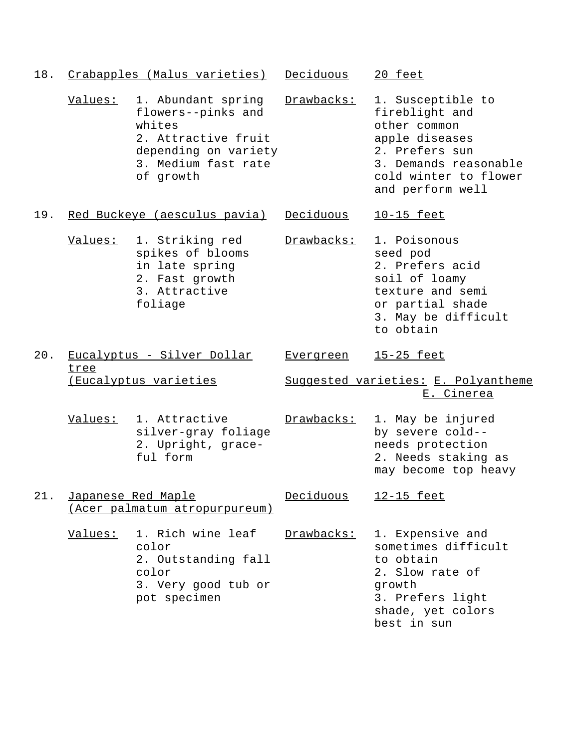18. <u>Crabapples (Malus varieties)</u> <u>Deciduous</u> <u>20 feet</u>

<u>Values:</u>
1. Abundant spring flowers--pinks and whites
2. Attractive fruit depending on variety
3. Medium fast rate of growth

<u>Drawbacks:</u>
1. Susceptible to fireblight and other common apple diseases
2. Prefers sun
3. Demands reasonable cold winter to flower and perform well

19. <u>Red Buckeye (aesculus pavia)</u> <u>Deciduous</u> <u>10-15 feet</u>

<u>Values:</u>
1. Striking red spikes of blooms in late spring
2. Fast growth
3. Attractive foliage

<u>Drawbacks:</u>
1. Poisonous seed pod
2. Prefers acid soil of loamy texture and semi or partial shade
3. May be difficult to obtain

20. <u>Eucalyptus - Silver Dollar tree</u> <u>(Eucalyptus varieties</u> <u>Evergreen</u> <u>15-25 feet</u>

<u>Suggested varieties:</u> <u>E. Polyantheme</u>
<u>E. Cinerea</u>

<u>Values:</u>
1. Attractive silver-gray foliage
2. Upright, graceful form

<u>Drawbacks:</u>
1. May be injured by severe cold--needs protection
2. Needs staking as may become top heavy

21. <u>Japanese Red Maple</u> <u>(Acer palmatum atropurpureum)</u> <u>Deciduous</u> <u>12-15 feet</u>

<u>Values:</u>
1. Rich wine leaf color
2. Outstanding fall color
3. Very good tub or pot specimen

<u>Drawbacks:</u>
1. Expensive and sometimes difficult to obtain
2. Slow rate of growth
3. Prefers light shade, yet colors best in sun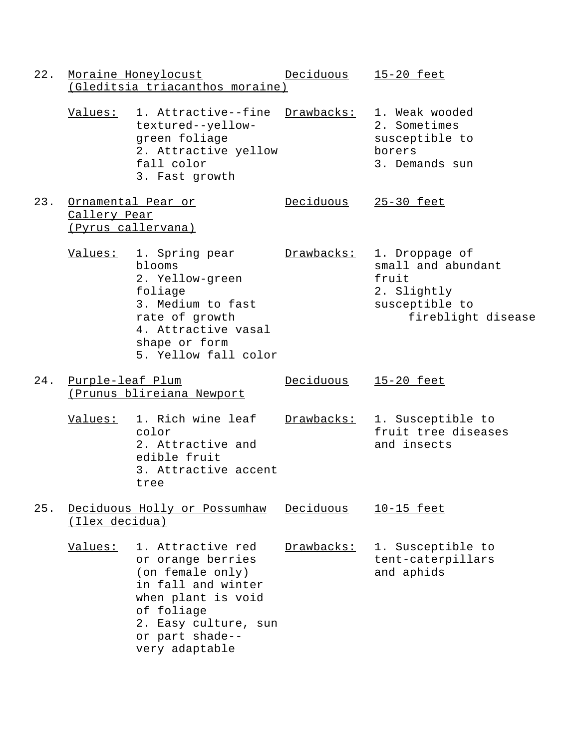22. Moraine Honeylocust (Gleditsia triacanthos moraine) — Deciduous — 15-20 feet

Values:
1. Attractive--fine textured--yellow-green foliage
2. Attractive yellow fall color
3. Fast growth

Drawbacks:
1. Weak wooded
2. Sometimes susceptible to borers
3. Demands sun

23. Ornamental Pear or Callery Pear (Pyrus callervana) — Deciduous — 25-30 feet

Values:
1. Spring pear blooms
2. Yellow-green foliage
3. Medium to fast rate of growth
4. Attractive vasal shape or form
5. Yellow fall color

Drawbacks:
1. Droppage of small and abundant fruit
2. Slightly susceptible to fireblight disease

24. Purple-leaf Plum (Prunus blireiana Newport — Deciduous — 15-20 feet

Values:
1. Rich wine leaf color
2. Attractive and edible fruit
3. Attractive accent tree

Drawbacks:
1. Susceptible to fruit tree diseases and insects

25. Deciduous Holly or Possumhaw (Ilex decidua) — Deciduous — 10-15 feet

Values:
1. Attractive red or orange berries (on female only) in fall and winter when plant is void of foliage
2. Easy culture, sun or part shade--very adaptable

Drawbacks:
1. Susceptible to tent-caterpillars and aphids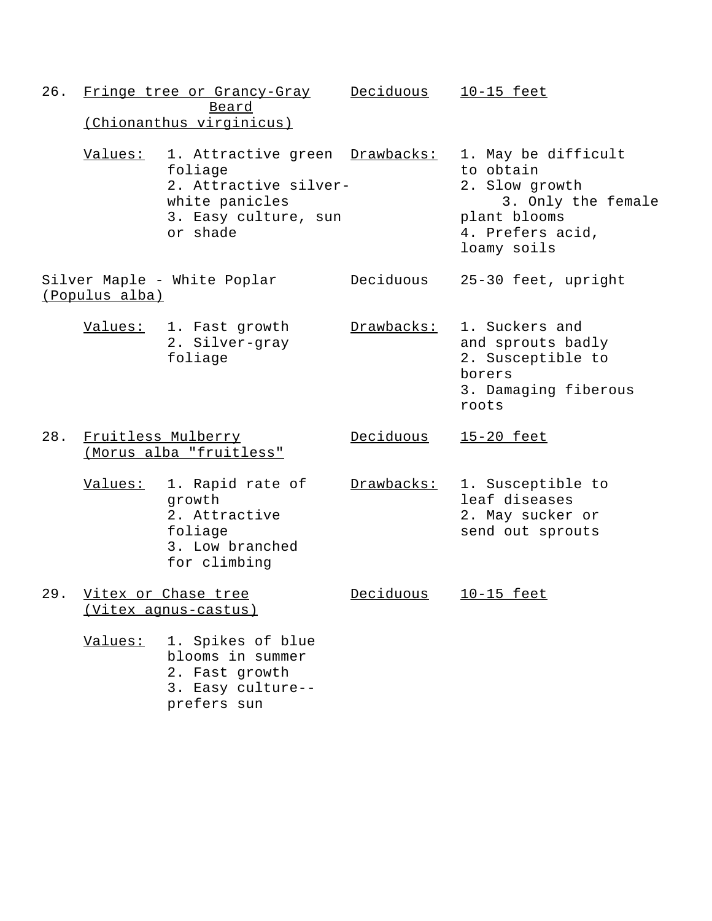26. <u>Fringe tree or Grancy-Gray Beard</u> <u>(Chionanthus virginicus)</u> — <u>Deciduous</u> — <u>10-15 feet</u>

<u>Values:</u>
1. Attractive green foliage
2. Attractive silver-white panicles
3. Easy culture, sun or shade

<u>Drawbacks:</u>
1. May be difficult to obtain
2. Slow growth
3. Only the female plant blooms
4. Prefers acid, loamy soils

Silver Maple - White Poplar <u>(Populus alba)</u> — Deciduous — 25-30 feet, upright

<u>Values:</u>
1. Fast growth
2. Silver-gray foliage

<u>Drawbacks:</u>
1. Suckers and and sprouts badly
2. Susceptible to borers
3. Damaging fiberous roots

28. <u>Fruitless Mulberry</u> <u>(Morus alba "fruitless"</u> — <u>Deciduous</u> — <u>15-20 feet</u>

<u>Values:</u>
1. Rapid rate of growth
2. Attractive foliage
3. Low branched for climbing

<u>Drawbacks:</u>
1. Susceptible to leaf diseases
2. May sucker or send out sprouts

29. <u>Vitex or Chase tree</u> <u>(Vitex agnus-castus)</u> — <u>Deciduous</u> — <u>10-15 feet</u>

<u>Values:</u>
1. Spikes of blue blooms in summer
2. Fast growth
3. Easy culture--prefers sun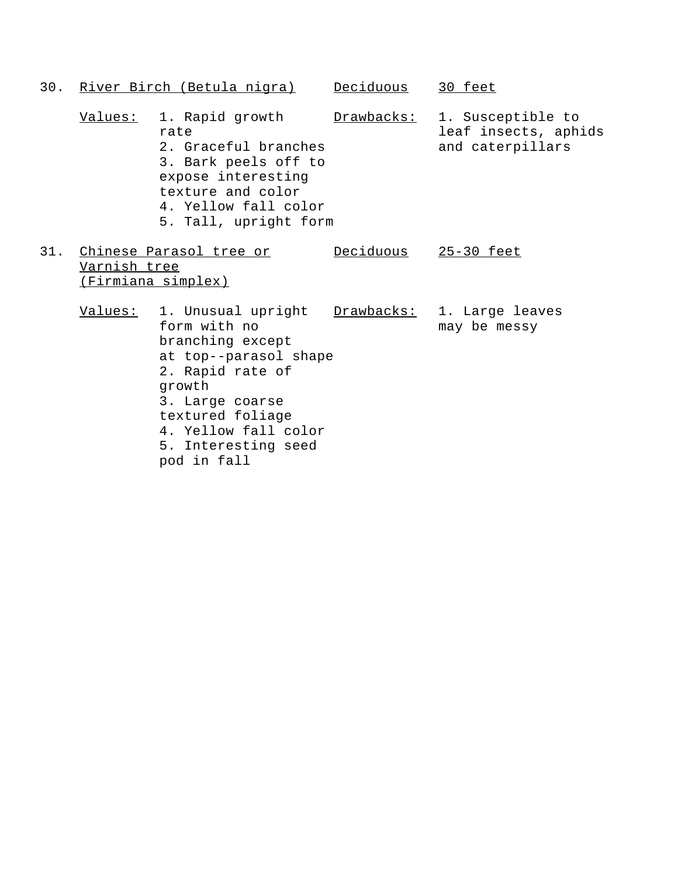30. <u>River Birch (Betula nigra)</u> <u>Deciduous</u> <u>30 feet</u>

<u>Values:</u>
1. Rapid growth rate
2. Graceful branches
3. Bark peels off to expose interesting texture and color
4. Yellow fall color
5. Tall, upright form

<u>Drawbacks:</u>
1. Susceptible to leaf insects, aphids and caterpillars

31. <u>Chinese Parasol tree or Varnish tree (Firmiana simplex)</u> <u>Deciduous</u> <u>25-30 feet</u>

<u>Values:</u>
1. Unusual upright form with no branching except at top--parasol shape
2. Rapid rate of growth
3. Large coarse textured foliage
4. Yellow fall color
5. Interesting seed pod in fall

<u>Drawbacks:</u>
1. Large leaves may be messy